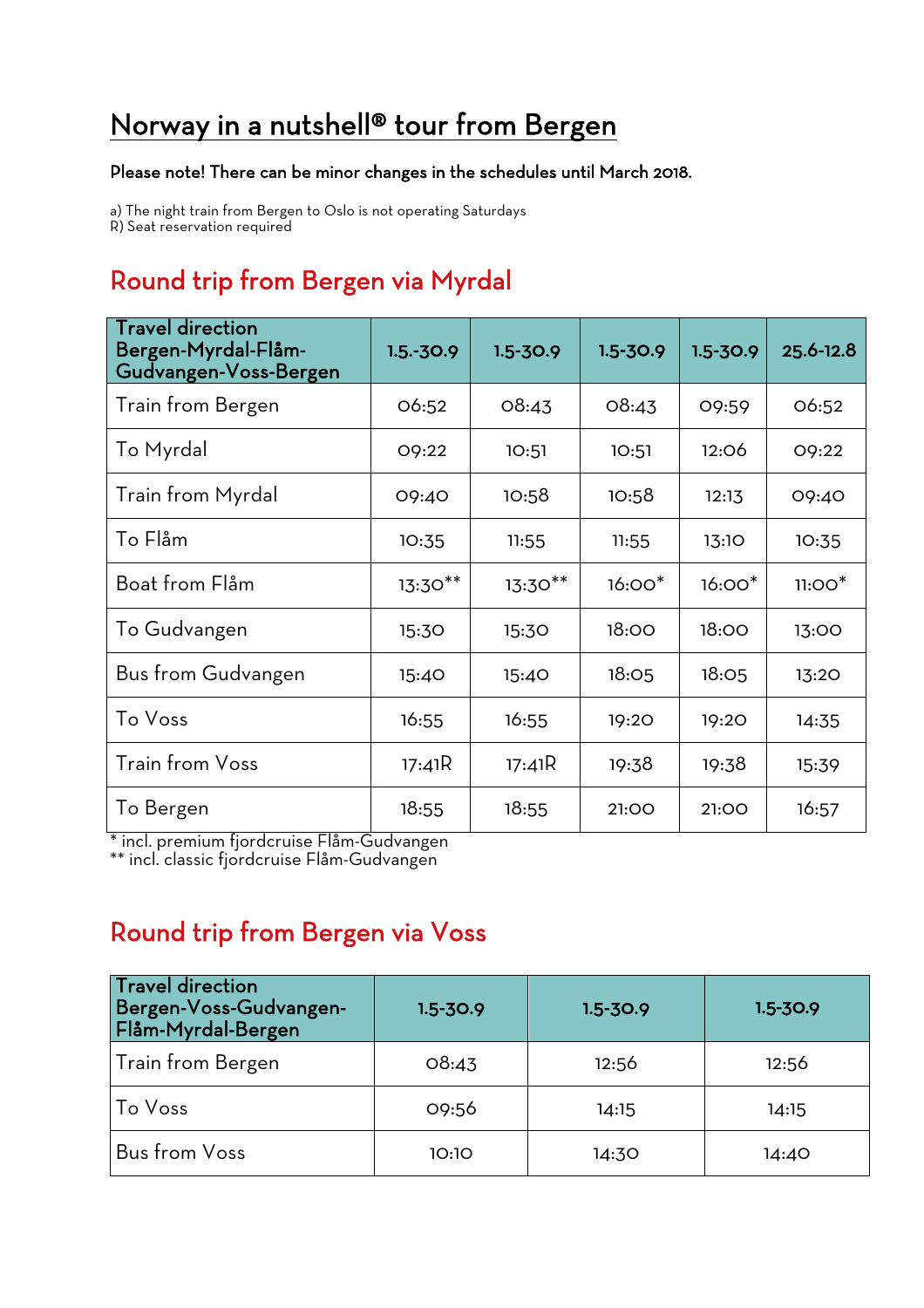# Norway in a nutshell® tour from Bergen

**Please note! There can be minor changes in the schedules until March 2018.**

a) The night train from Bergen to Oslo is not operating Saturdays
R) Seat reservation required

## Round trip from Bergen via Myrdal

| Travel direction Bergen-Myrdal-Flåm-Gudvangen-Voss-Bergen | 1.5.-30.9 | 1.5-30.9 | 1.5-30.9 | 1.5-30.9 | 25.6-12.8 |
|---|---|---|---|---|---|
| Train from Bergen | 06:52 | 08:43 | 08:43 | 09:59 | 06:52 |
| To Myrdal | 09:22 | 10:51 | 10:51 | 12:06 | 09:22 |
| Train from Myrdal | 09:40 | 10:58 | 10:58 | 12:13 | 09:40 |
| To Flåm | 10:35 | 11:55 | 11:55 | 13:10 | 10:35 |
| Boat from Flåm | 13:30** | 13:30** | 16:00* | 16:00* | 11:00* |
| To Gudvangen | 15:30 | 15:30 | 18:00 | 18:00 | 13:00 |
| Bus from Gudvangen | 15:40 | 15:40 | 18:05 | 18:05 | 13:20 |
| To Voss | 16:55 | 16:55 | 19:20 | 19:20 | 14:35 |
| Train from Voss | 17:41R | 17:41R | 19:38 | 19:38 | 15:39 |
| To Bergen | 18:55 | 18:55 | 21:00 | 21:00 | 16:57 |

* incl. premium fjordcruise Flåm-Gudvangen
** incl. classic fjordcruise Flåm-Gudvangen

## Round trip from Bergen via Voss

| Travel direction Bergen-Voss-Gudvangen-Flåm-Myrdal-Bergen | 1.5-30.9 | 1.5-30.9 | 1.5-30.9 |
|---|---|---|---|
| Train from Bergen | 08:43 | 12:56 | 12:56 |
| To Voss | 09:56 | 14:15 | 14:15 |
| Bus from Voss | 10:10 | 14:30 | 14:40 |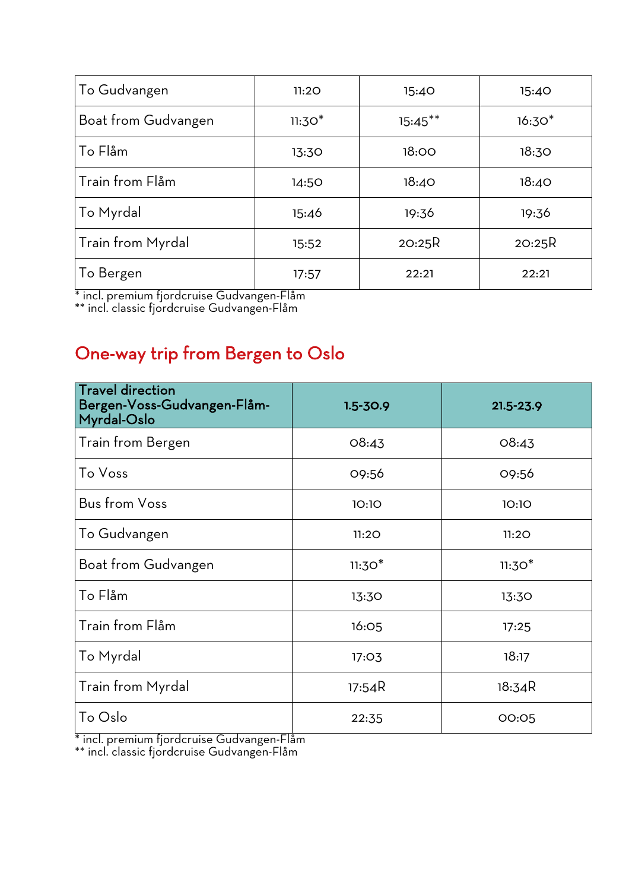| To Gudvangen | 11:20 | 15:40 | 15:40 |
|---|---|---|---|
| Boat from Gudvangen | 11:30* | 15:45** | 16:30* |
| To Flåm | 13:30 | 18:00 | 18:30 |
| Train from Flåm | 14:50 | 18:40 | 18:40 |
| To Myrdal | 15:46 | 19:36 | 19:36 |
| Train from Myrdal | 15:52 | 20:25R | 20:25R |
| To Bergen | 17:57 | 22:21 | 22:21 |

* incl. premium fjordcruise Gudvangen-Flåm
** incl. classic fjordcruise Gudvangen-Flåm

## One-way trip from Bergen to Oslo

| Travel direction Bergen-Voss-Gudvangen-Flåm-Myrdal-Oslo | 1.5-30.9 | 21.5-23.9 |
|---|---|---|
| Train from Bergen | 08:43 | 08:43 |
| To Voss | 09:56 | 09:56 |
| Bus from Voss | 10:10 | 10:10 |
| To Gudvangen | 11:20 | 11:20 |
| Boat from Gudvangen | 11:30* | 11:30* |
| To Flåm | 13:30 | 13:30 |
| Train from Flåm | 16:05 | 17:25 |
| To Myrdal | 17:03 | 18:17 |
| Train from Myrdal | 17:54R | 18:34R |
| To Oslo | 22:35 | 00:05 |

* incl. premium fjordcruise Gudvangen-Flåm
** incl. classic fjordcruise Gudvangen-Flåm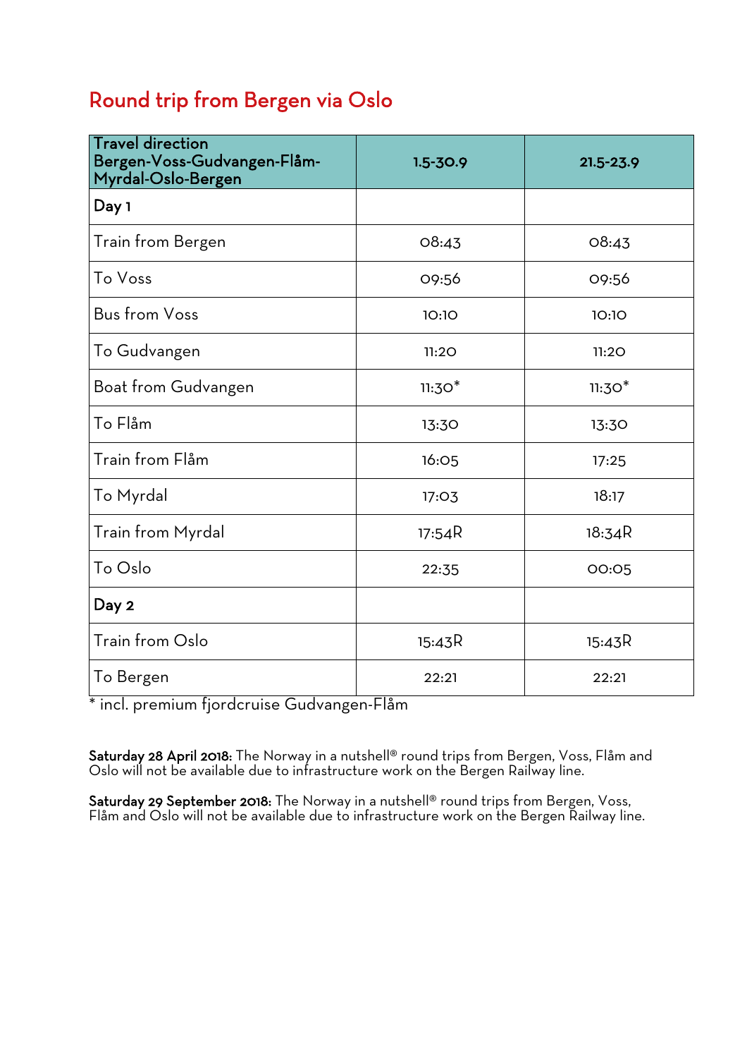# Round trip from Bergen via Oslo

| Travel direction Bergen-Voss-Gudvangen-Flåm-Myrdal-Oslo-Bergen | 1.5-30.9 | 21.5-23.9 |
|---|---|---|
| **Day 1** | | |
| Train from Bergen | 08:43 | 08:43 |
| To Voss | 09:56 | 09:56 |
| Bus from Voss | 10:10 | 10:10 |
| To Gudvangen | 11:20 | 11:20 |
| Boat from Gudvangen | 11:30* | 11:30* |
| To Flåm | 13:30 | 13:30 |
| Train from Flåm | 16:05 | 17:25 |
| To Myrdal | 17:03 | 18:17 |
| Train from Myrdal | 17:54R | 18:34R |
| To Oslo | 22:35 | 00:05 |
| **Day 2** | | |
| Train from Oslo | 15:43R | 15:43R |
| To Bergen | 22:21 | 22:21 |

* incl. premium fjordcruise Gudvangen-Flåm

**Saturday 28 April 2018:** The Norway in a nutshell® round trips from Bergen, Voss, Flåm and Oslo will not be available due to infrastructure work on the Bergen Railway line.

**Saturday 29 September 2018:** The Norway in a nutshell® round trips from Bergen, Voss, Flåm and Oslo will not be available due to infrastructure work on the Bergen Railway line.